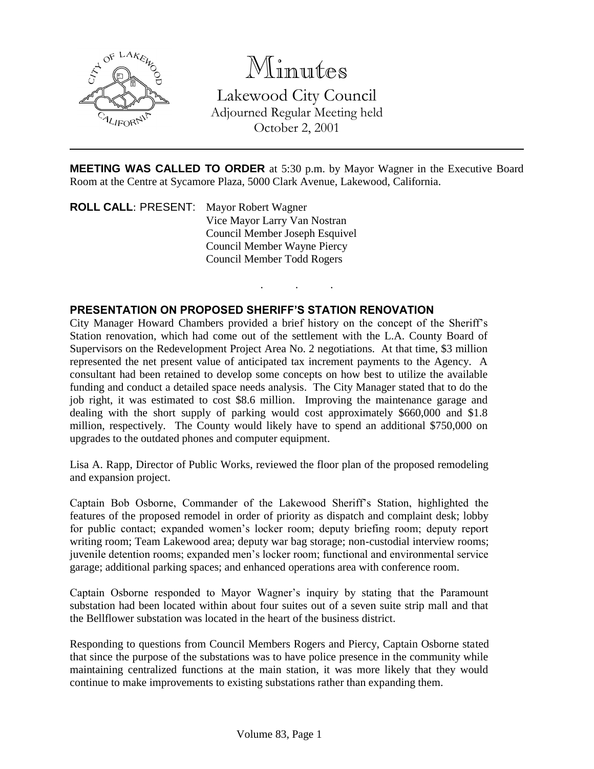# Minutes

## Lakewood City Council

Adjourned Regular Meeting held
October 2, 2001

---

**MEETING WAS CALLED TO ORDER** at 5:30 p.m. by Mayor Wagner in the Executive Board Room at the Centre at Sycamore Plaza, 5000 Clark Avenue, Lakewood, California.

**ROLL CALL**: PRESENT: Mayor Robert Wagner
Vice Mayor Larry Van Nostran
Council Member Joseph Esquivel
Council Member Wayne Piercy
Council Member Todd Rogers

. . .

### PRESENTATION ON PROPOSED SHERIFF'S STATION RENOVATION

City Manager Howard Chambers provided a brief history on the concept of the Sheriff's Station renovation, which had come out of the settlement with the L.A. County Board of Supervisors on the Redevelopment Project Area No. 2 negotiations. At that time, $3 million represented the net present value of anticipated tax increment payments to the Agency. A consultant had been retained to develop some concepts on how best to utilize the available funding and conduct a detailed space needs analysis. The City Manager stated that to do the job right, it was estimated to cost $8.6 million. Improving the maintenance garage and dealing with the short supply of parking would cost approximately $660,000 and $1.8 million, respectively. The County would likely have to spend an additional $750,000 on upgrades to the outdated phones and computer equipment.

Lisa A. Rapp, Director of Public Works, reviewed the floor plan of the proposed remodeling and expansion project.

Captain Bob Osborne, Commander of the Lakewood Sheriff's Station, highlighted the features of the proposed remodel in order of priority as dispatch and complaint desk; lobby for public contact; expanded women's locker room; deputy briefing room; deputy report writing room; Team Lakewood area; deputy war bag storage; non-custodial interview rooms; juvenile detention rooms; expanded men's locker room; functional and environmental service garage; additional parking spaces; and enhanced operations area with conference room.

Captain Osborne responded to Mayor Wagner's inquiry by stating that the Paramount substation had been located within about four suites out of a seven suite strip mall and that the Bellflower substation was located in the heart of the business district.

Responding to questions from Council Members Rogers and Piercy, Captain Osborne stated that since the purpose of the substations was to have police presence in the community while maintaining centralized functions at the main station, it was more likely that they would continue to make improvements to existing substations rather than expanding them.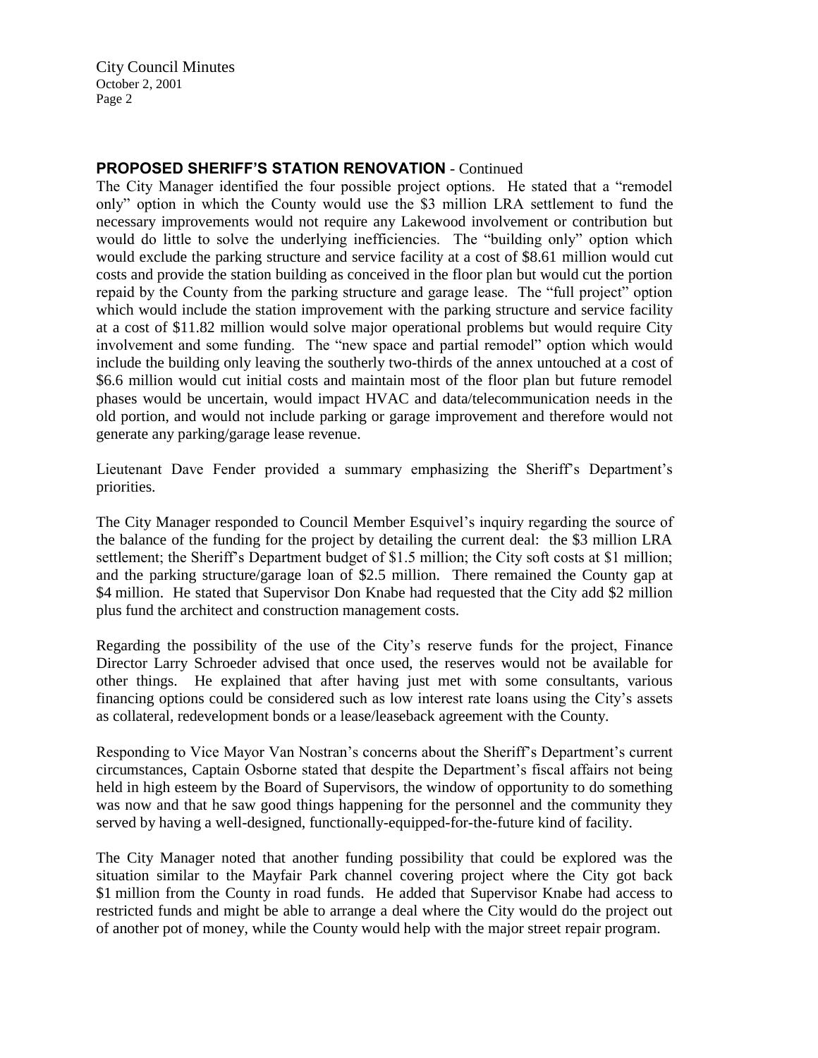## PROPOSED SHERIFF'S STATION RENOVATION - Continued

The City Manager identified the four possible project options. He stated that a "remodel only" option in which the County would use the $3 million LRA settlement to fund the necessary improvements would not require any Lakewood involvement or contribution but would do little to solve the underlying inefficiencies. The "building only" option which would exclude the parking structure and service facility at a cost of $8.61 million would cut costs and provide the station building as conceived in the floor plan but would cut the portion repaid by the County from the parking structure and garage lease. The "full project" option which would include the station improvement with the parking structure and service facility at a cost of $11.82 million would solve major operational problems but would require City involvement and some funding. The "new space and partial remodel" option which would include the building only leaving the southerly two-thirds of the annex untouched at a cost of $6.6 million would cut initial costs and maintain most of the floor plan but future remodel phases would be uncertain, would impact HVAC and data/telecommunication needs in the old portion, and would not include parking or garage improvement and therefore would not generate any parking/garage lease revenue.

Lieutenant Dave Fender provided a summary emphasizing the Sheriff's Department's priorities.

The City Manager responded to Council Member Esquivel's inquiry regarding the source of the balance of the funding for the project by detailing the current deal: the $3 million LRA settlement; the Sheriff's Department budget of $1.5 million; the City soft costs at $1 million; and the parking structure/garage loan of $2.5 million. There remained the County gap at $4 million. He stated that Supervisor Don Knabe had requested that the City add $2 million plus fund the architect and construction management costs.

Regarding the possibility of the use of the City's reserve funds for the project, Finance Director Larry Schroeder advised that once used, the reserves would not be available for other things. He explained that after having just met with some consultants, various financing options could be considered such as low interest rate loans using the City's assets as collateral, redevelopment bonds or a lease/leaseback agreement with the County.

Responding to Vice Mayor Van Nostran's concerns about the Sheriff's Department's current circumstances, Captain Osborne stated that despite the Department's fiscal affairs not being held in high esteem by the Board of Supervisors, the window of opportunity to do something was now and that he saw good things happening for the personnel and the community they served by having a well-designed, functionally-equipped-for-the-future kind of facility.

The City Manager noted that another funding possibility that could be explored was the situation similar to the Mayfair Park channel covering project where the City got back $1 million from the County in road funds. He added that Supervisor Knabe had access to restricted funds and might be able to arrange a deal where the City would do the project out of another pot of money, while the County would help with the major street repair program.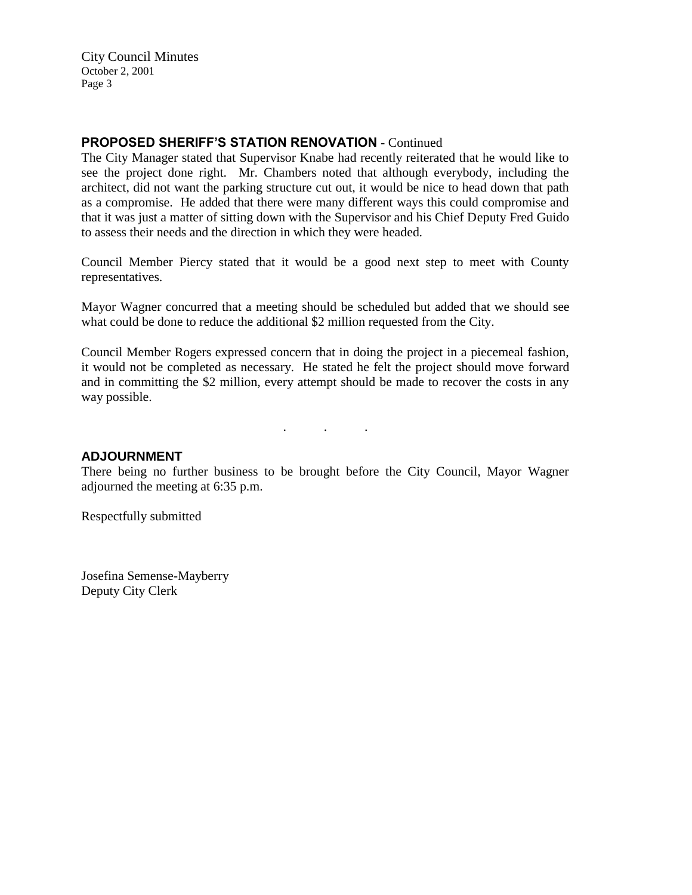## PROPOSED SHERIFF'S STATION RENOVATION - Continued

The City Manager stated that Supervisor Knabe had recently reiterated that he would like to see the project done right. Mr. Chambers noted that although everybody, including the architect, did not want the parking structure cut out, it would be nice to head down that path as a compromise. He added that there were many different ways this could compromise and that it was just a matter of sitting down with the Supervisor and his Chief Deputy Fred Guido to assess their needs and the direction in which they were headed.

Council Member Piercy stated that it would be a good next step to meet with County representatives.

Mayor Wagner concurred that a meeting should be scheduled but added that we should see what could be done to reduce the additional $2 million requested from the City.

Council Member Rogers expressed concern that in doing the project in a piecemeal fashion, it would not be completed as necessary. He stated he felt the project should move forward and in committing the $2 million, every attempt should be made to recover the costs in any way possible.

. . .

## ADJOURNMENT

There being no further business to be brought before the City Council, Mayor Wagner adjourned the meeting at 6:35 p.m.

Respectfully submitted

Josefina Semense-Mayberry
Deputy City Clerk